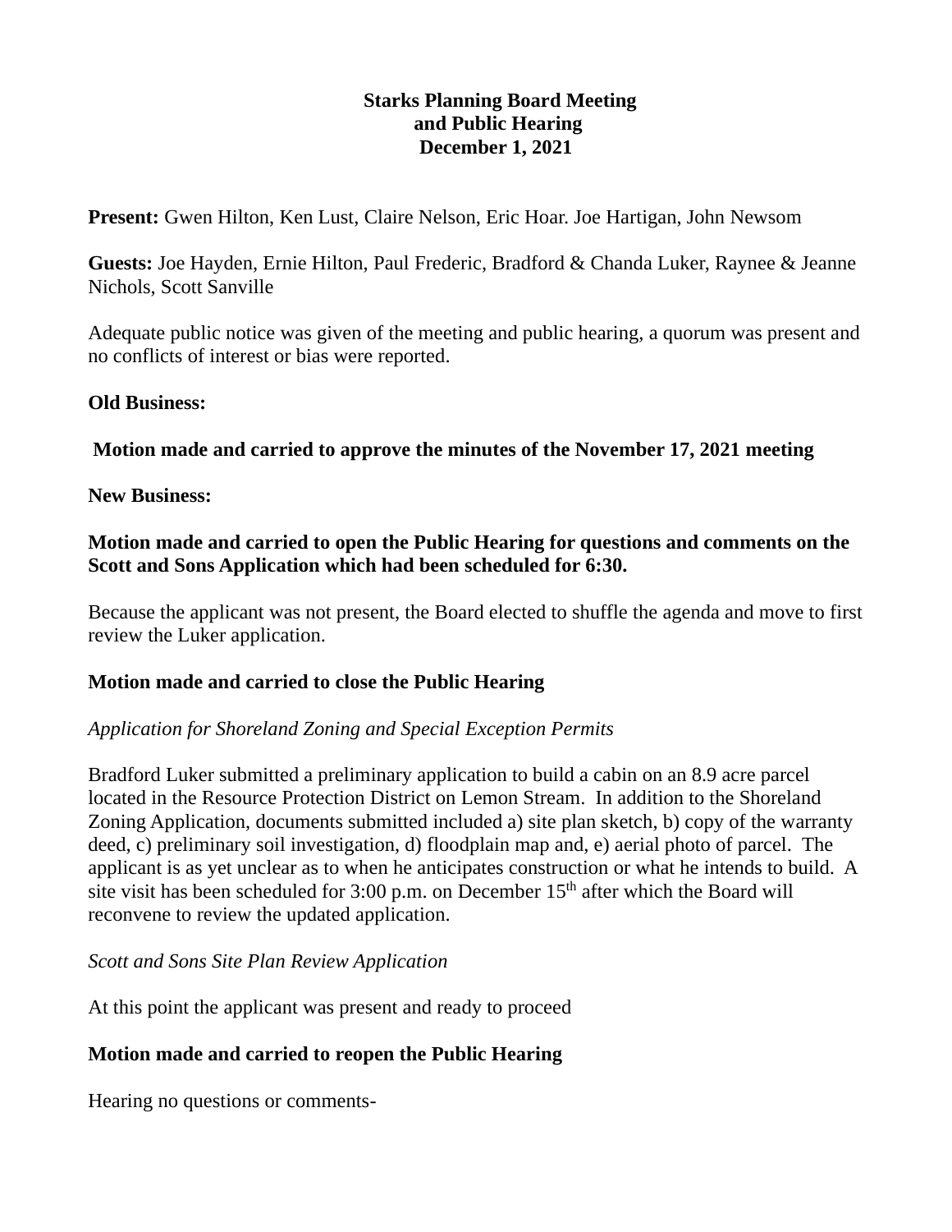# Starks Planning Board Meeting and Public Hearing December 1, 2021

**Present:** Gwen Hilton, Ken Lust, Claire Nelson, Eric Hoar. Joe Hartigan, John Newsom

**Guests:** Joe Hayden, Ernie Hilton, Paul Frederic, Bradford & Chanda Luker, Raynee & Jeanne Nichols, Scott Sanville

Adequate public notice was given of the meeting and public hearing, a quorum was present and no conflicts of interest or bias were reported.

**Old Business:**

**Motion made and carried to approve the minutes of the November 17, 2021 meeting**

**New Business:**

**Motion made and carried to open the Public Hearing for questions and comments on the Scott and Sons Application which had been scheduled for 6:30.**

Because the applicant was not present, the Board elected to shuffle the agenda and move to first review the Luker application.

**Motion made and carried to close the Public Hearing**

*Application for Shoreland Zoning and Special Exception Permits*

Bradford Luker submitted a preliminary application to build a cabin on an 8.9 acre parcel located in the Resource Protection District on Lemon Stream. In addition to the Shoreland Zoning Application, documents submitted included a) site plan sketch, b) copy of the warranty deed, c) preliminary soil investigation, d) floodplain map and, e) aerial photo of parcel. The applicant is as yet unclear as to when he anticipates construction or what he intends to build. A site visit has been scheduled for 3:00 p.m. on December 15th after which the Board will reconvene to review the updated application.

*Scott and Sons Site Plan Review Application*

At this point the applicant was present and ready to proceed

**Motion made and carried to reopen the Public Hearing**

Hearing no questions or comments-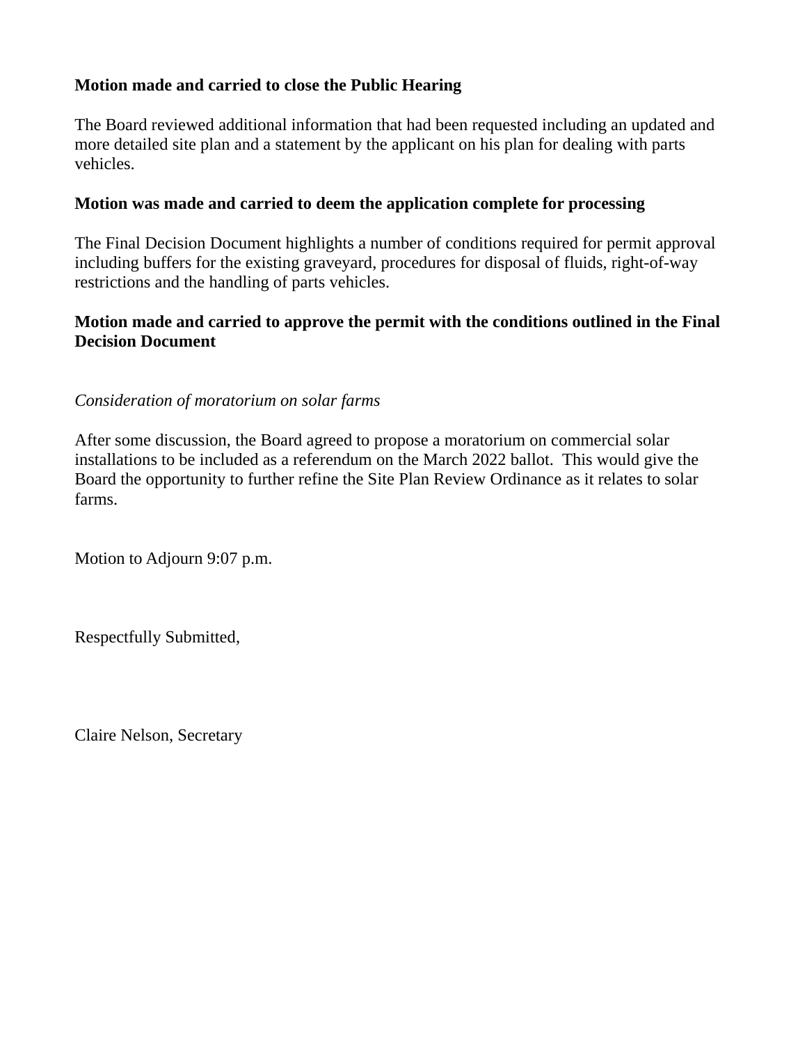**Motion made and carried to close the Public Hearing**

The Board reviewed additional information that had been requested including an updated and more detailed site plan and a statement by the applicant on his plan for dealing with parts vehicles.

**Motion was made and carried to deem the application complete for processing**

The Final Decision Document highlights a number of conditions required for permit approval including buffers for the existing graveyard, procedures for disposal of fluids, right-of-way restrictions and the handling of parts vehicles.

**Motion made and carried to approve the permit with the conditions outlined in the Final Decision Document**

*Consideration of moratorium on solar farms*

After some discussion, the Board agreed to propose a moratorium on commercial solar installations to be included as a referendum on the March 2022 ballot. This would give the Board the opportunity to further refine the Site Plan Review Ordinance as it relates to solar farms.

Motion to Adjourn 9:07 p.m.

Respectfully Submitted,

Claire Nelson, Secretary